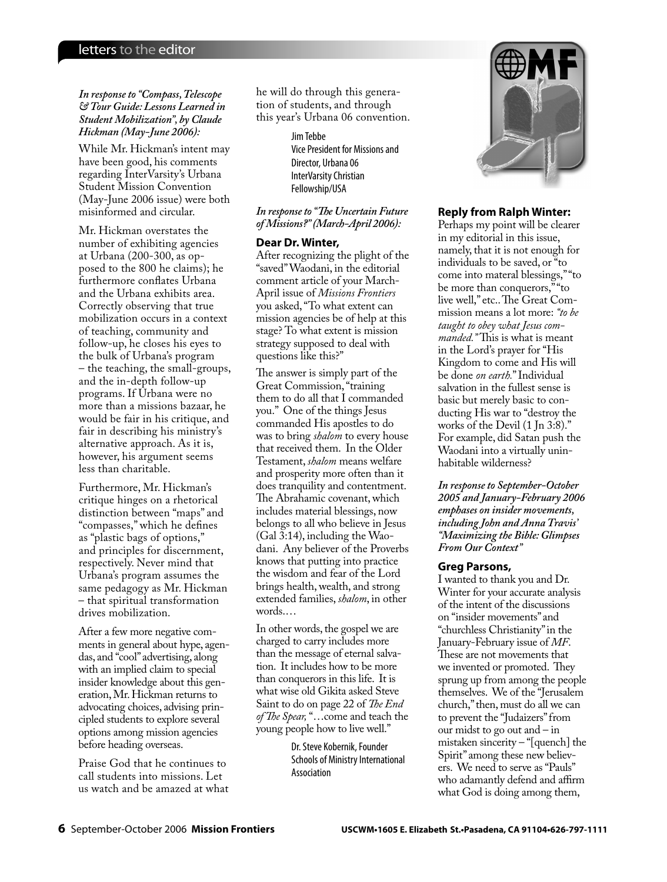## letters to the editor

***In response to "Compass, Telescope & Tour Guide: Lessons Learned in Student Mobilization", by Claude Hickman (May-June 2006):***

While Mr. Hickman's intent may have been good, his comments regarding InterVarsity's Urbana Student Mission Convention (May-June 2006 issue) were both misinformed and circular.

Mr. Hickman overstates the number of exhibiting agencies at Urbana (200-300, as opposed to the 800 he claims); he furthermore conflates Urbana and the Urbana exhibits area. Correctly observing that true mobilization occurs in a context of teaching, community and follow-up, he closes his eyes to the bulk of Urbana's program – the teaching, the small-groups, and the in-depth follow-up programs. If Urbana were no more than a missions bazaar, he would be fair in his critique, and fair in describing his ministry's alternative approach. As it is, however, his argument seems less than charitable.

Furthermore, Mr. Hickman's critique hinges on a rhetorical distinction between "maps" and "compasses," which he defines as "plastic bags of options," and principles for discernment, respectively. Never mind that Urbana's program assumes the same pedagogy as Mr. Hickman – that spiritual transformation drives mobilization.

After a few more negative comments in general about hype, agendas, and "cool" advertising, along with an implied claim to special insider knowledge about this generation, Mr. Hickman returns to advocating choices, advising principled students to explore several options among mission agencies before heading overseas.

Praise God that he continues to call students into missions. Let us watch and be amazed at what he will do through this generation of students, and through this year's Urbana 06 convention.

Jim Tebbe
Vice President for Missions and Director, Urbana 06
InterVarsity Christian Fellowship/USA

***In response to "The Uncertain Future of Missions?" (March-April 2006):***

**Dear Dr. Winter,**

After recognizing the plight of the "saved" Waodani, in the editorial comment article of your March-April issue of *Missions Frontiers* you asked, "To what extent can mission agencies be of help at this stage? To what extent is mission strategy supposed to deal with questions like this?"

The answer is simply part of the Great Commission, "training them to do all that I commanded you." One of the things Jesus commanded His apostles to do was to bring *shalom* to every house that received them. In the Older Testament, *shalom* means welfare and prosperity more often than it does tranquility and contentment. The Abrahamic covenant, which includes material blessings, now belongs to all who believe in Jesus (Gal 3:14), including the Waodani. Any believer of the Proverbs knows that putting into practice the wisdom and fear of the Lord brings health, wealth, and strong extended families, *shalom*, in other words.…

In other words, the gospel we are charged to carry includes more than the message of eternal salvation. It includes how to be more than conquerors in this life. It is what wise old Gikita asked Steve Saint to do on page 22 of *The End of The Spear,* "…come and teach the young people how to live well."

Dr. Steve Kobernik, Founder
Schools of Ministry International Association

**Reply from Ralph Winter:**

Perhaps my point will be clearer in my editorial in this issue, namely, that it is not enough for individuals to be saved, or "to come into materal blessings," "to be more than conquerors," "to live well," etc.. The Great Commission means a lot more: *"to be taught to obey what Jesus commanded."* This is what is meant in the Lord's prayer for "His Kingdom to come and His will be done *on earth.*" Individual salvation in the fullest sense is basic but merely basic to conducting His war to "destroy the works of the Devil (1 Jn 3:8)." For example, did Satan push the Waodani into a virtually uninhabitable wilderness?

***In response to September-October 2005 and January-February 2006 emphases on insider movements, including John and Anna Travis' "Maximizing the Bible: Glimpses From Our Context"***

**Greg Parsons,**

I wanted to thank you and Dr. Winter for your accurate analysis of the intent of the discussions on "insider movements" and "churchless Christianity" in the January-February issue of *MF*. These are not movements that we invented or promoted. They sprung up from among the people themselves. We of the "Jerusalem church," then, must do all we can to prevent the "Judaizers" from our midst to go out and – in mistaken sincerity – "[quench] the Spirit" among these new believers. We need to serve as "Pauls" who adamantly defend and affirm what God is doing among them,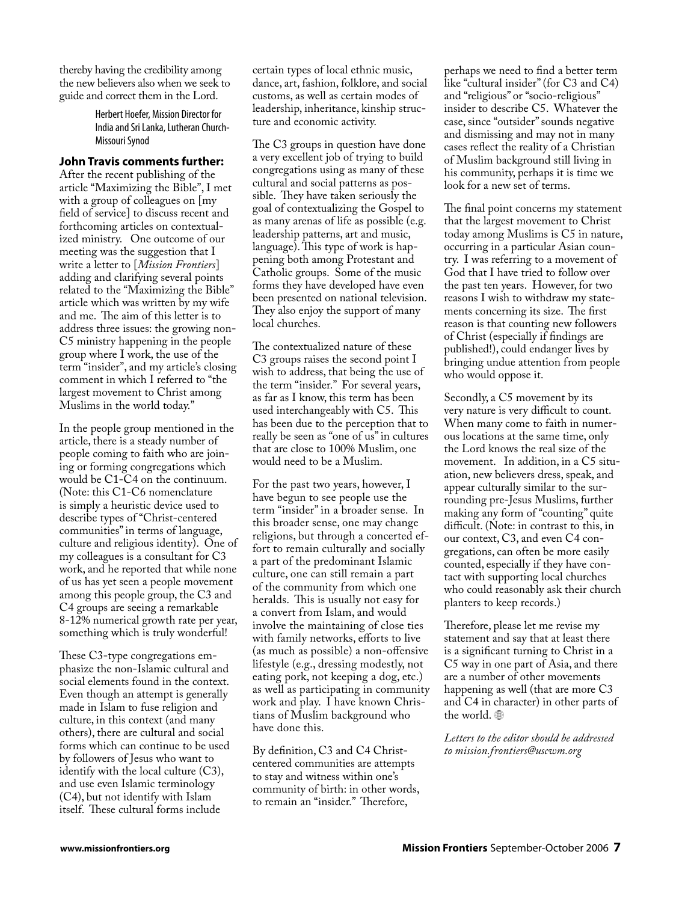thereby having the credibility among the new believers also when we seek to guide and correct them in the Lord.

> Herbert Hoefer, Mission Director for India and Sri Lanka, Lutheran Church-Missouri Synod

**John Travis comments further:**

After the recent publishing of the article "Maximizing the Bible", I met with a group of colleagues on [my field of service] to discuss recent and forthcoming articles on contextualized ministry. One outcome of our meeting was the suggestion that I write a letter to [*Mission Frontiers*] adding and clarifying several points related to the "Maximizing the Bible" article which was written by my wife and me. The aim of this letter is to address three issues: the growing non-C5 ministry happening in the people group where I work, the use of the term "insider", and my article's closing comment in which I referred to "the largest movement to Christ among Muslims in the world today."

In the people group mentioned in the article, there is a steady number of people coming to faith who are joining or forming congregations which would be C1-C4 on the continuum. (Note: this C1-C6 nomenclature is simply a heuristic device used to describe types of "Christ-centered communities" in terms of language, culture and religious identity). One of my colleagues is a consultant for C3 work, and he reported that while none of us has yet seen a people movement among this people group, the C3 and C4 groups are seeing a remarkable 8-12% numerical growth rate per year, something which is truly wonderful!

These C3-type congregations emphasize the non-Islamic cultural and social elements found in the context. Even though an attempt is generally made in Islam to fuse religion and culture, in this context (and many others), there are cultural and social forms which can continue to be used by followers of Jesus who want to identify with the local culture (C3), and use even Islamic terminology (C4), but not identify with Islam itself. These cultural forms include certain types of local ethnic music, dance, art, fashion, folklore, and social customs, as well as certain modes of leadership, inheritance, kinship structure and economic activity.

The C3 groups in question have done a very excellent job of trying to build congregations using as many of these cultural and social patterns as possible. They have taken seriously the goal of contextualizing the Gospel to as many arenas of life as possible (e.g. leadership patterns, art and music, language). This type of work is happening both among Protestant and Catholic groups. Some of the music forms they have developed have even been presented on national television. They also enjoy the support of many local churches.

The contextualized nature of these C3 groups raises the second point I wish to address, that being the use of the term "insider." For several years, as far as I know, this term has been used interchangeably with C5. This has been due to the perception that to really be seen as "one of us" in cultures that are close to 100% Muslim, one would need to be a Muslim.

For the past two years, however, I have begun to see people use the term "insider" in a broader sense. In this broader sense, one may change religions, but through a concerted effort to remain culturally and socially a part of the predominant Islamic culture, one can still remain a part of the community from which one heralds. This is usually not easy for a convert from Islam, and would involve the maintaining of close ties with family networks, efforts to live (as much as possible) a non-offensive lifestyle (e.g., dressing modestly, not eating pork, not keeping a dog, etc.) as well as participating in community work and play. I have known Christians of Muslim background who have done this.

By definition, C3 and C4 Christ-centered communities are attempts to stay and witness within one's community of birth: in other words, to remain an "insider." Therefore, perhaps we need to find a better term like "cultural insider" (for C3 and C4) and "religious" or "socio-religious" insider to describe C5. Whatever the case, since "outsider" sounds negative and dismissing and may not in many cases reflect the reality of a Christian of Muslim background still living in his community, perhaps it is time we look for a new set of terms.

The final point concerns my statement that the largest movement to Christ today among Muslims is C5 in nature, occurring in a particular Asian country. I was referring to a movement of God that I have tried to follow over the past ten years. However, for two reasons I wish to withdraw my statements concerning its size. The first reason is that counting new followers of Christ (especially if findings are published!), could endanger lives by bringing undue attention from people who would oppose it.

Secondly, a C5 movement by its very nature is very difficult to count. When many come to faith in numerous locations at the same time, only the Lord knows the real size of the movement. In addition, in a C5 situation, new believers dress, speak, and appear culturally similar to the surrounding pre-Jesus Muslims, further making any form of "counting" quite difficult. (Note: in contrast to this, in our context, C3, and even C4 congregations, can often be more easily counted, especially if they have contact with supporting local churches who could reasonably ask their church planters to keep records.)

Therefore, please let me revise my statement and say that at least there is a significant turning to Christ in a C5 way in one part of Asia, and there are a number of other movements happening as well (that are more C3 and C4 in character) in other parts of the world.

*Letters to the editor should be addressed to mission.frontiers@uscwm.org*